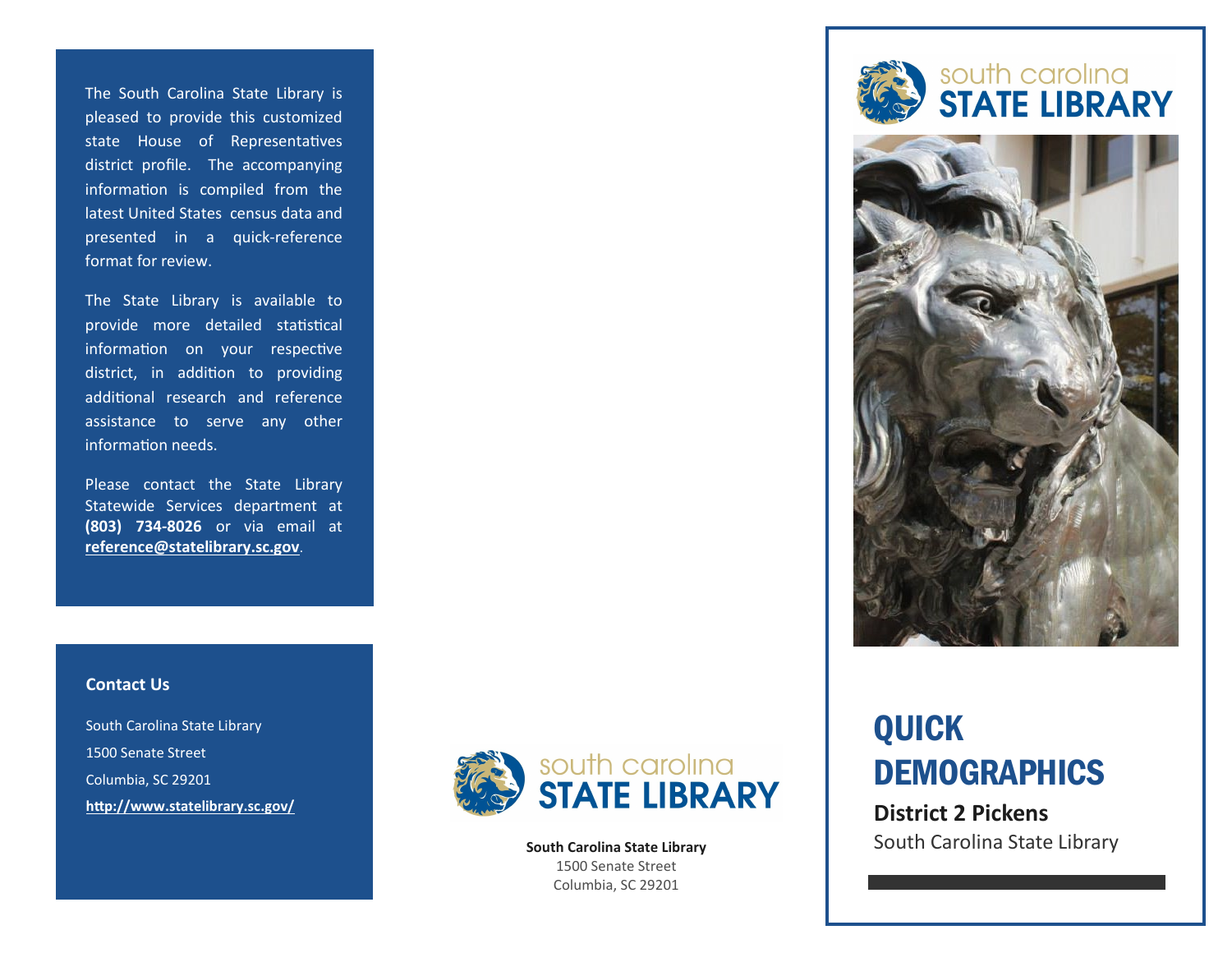The South Carolina State Library is pleased to provide this customized state House of Representatives district profile. The accompanying information is compiled from the latest United States census data and presented in a quick-reference format for review.

The State Library is available to provide more detailed statistical information on your respective district, in addition to providing additional research and reference assistance to serve any other information needs.

Please contact the State Library Statewide Services department at **(803) 734-8026** or via email at **reference@statelibrary.sc.gov**.

**Contact Us**

South Carolina State Library

1500 Senate Street

Columbia, SC 29201

**http://www.statelibrary.sc.gov/**

south carolina
STATE LIBRARY

**South Carolina State Library**
1500 Senate Street
Columbia, SC 29201

south carolina
STATE LIBRARY

# QUICK DEMOGRAPHICS

**District 2 Pickens**

South Carolina State Library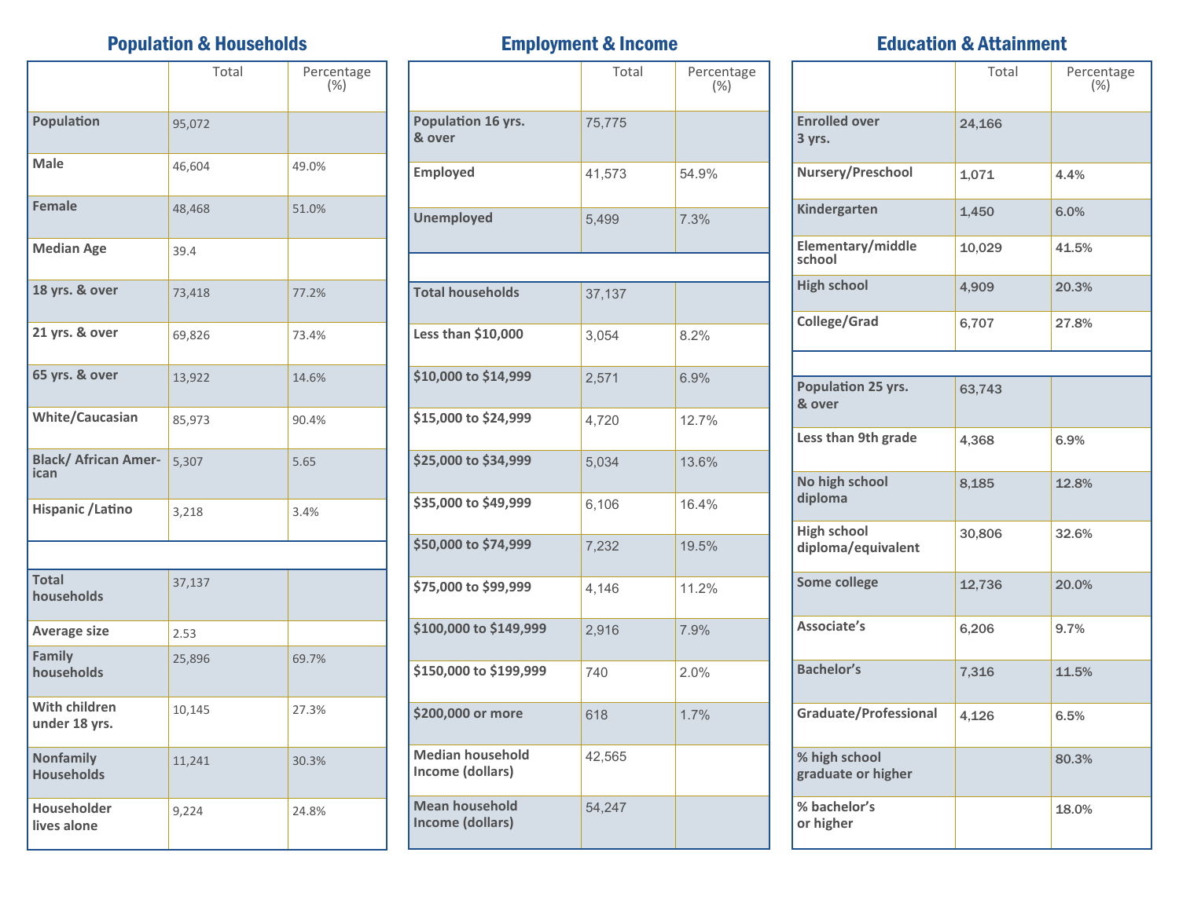## Population & Households

| | Total | Percentage (%) |
|---|---|---|
| **Population** | 95,072 | |
| **Male** | 46,604 | 49.0% |
| **Female** | 48,468 | 51.0% |
| **Median Age** | 39.4 | |
| **18 yrs. & over** | 73,418 | 77.2% |
| **21 yrs. & over** | 69,826 | 73.4% |
| **65 yrs. & over** | 13,922 | 14.6% |
| **White/Caucasian** | 85,973 | 90.4% |
| **Black/ African American** | 5,307 | 5.65 |
| **Hispanic /Latino** | 3,218 | 3.4% |
| | | |
| **Total households** | 37,137 | |
| **Average size** | 2.53 | |
| **Family households** | 25,896 | 69.7% |
| **With children under 18 yrs.** | 10,145 | 27.3% |
| **Nonfamily Households** | 11,241 | 30.3% |
| **Householder lives alone** | 9,224 | 24.8% |

## Employment & Income

| | Total | Percentage (%) |
|---|---|---|
| **Population 16 yrs. & over** | 75,775 | |
| **Employed** | 41,573 | 54.9% |
| **Unemployed** | 5,499 | 7.3% |
| | | |
| **Total households** | 37,137 | |
| **Less than $10,000** | 3,054 | 8.2% |
| **$10,000 to $14,999** | 2,571 | 6.9% |
| **$15,000 to $24,999** | 4,720 | 12.7% |
| **$25,000 to $34,999** | 5,034 | 13.6% |
| **$35,000 to $49,999** | 6,106 | 16.4% |
| **$50,000 to $74,999** | 7,232 | 19.5% |
| **$75,000 to $99,999** | 4,146 | 11.2% |
| **$100,000 to $149,999** | 2,916 | 7.9% |
| **$150,000 to $199,999** | 740 | 2.0% |
| **$200,000 or more** | 618 | 1.7% |
| **Median household Income (dollars)** | 42,565 | |
| **Mean household Income (dollars)** | 54,247 | |

## Education & Attainment

| | Total | Percentage (%) |
|---|---|---|
| **Enrolled over 3 yrs.** | 24,166 | |
| **Nursery/Preschool** | 1,071 | 4.4% |
| **Kindergarten** | 1,450 | 6.0% |
| **Elementary/middle school** | 10,029 | 41.5% |
| **High school** | 4,909 | 20.3% |
| **College/Grad** | 6,707 | 27.8% |
| | | |
| **Population 25 yrs. & over** | 63,743 | |
| **Less than 9th grade** | 4,368 | 6.9% |
| **No high school diploma** | 8,185 | 12.8% |
| **High school diploma/equivalent** | 30,806 | 32.6% |
| **Some college** | 12,736 | 20.0% |
| **Associate's** | 6,206 | 9.7% |
| **Bachelor's** | 7,316 | 11.5% |
| **Graduate/Professional** | 4,126 | 6.5% |
| **% high school graduate or higher** | | 80.3% |
| **% bachelor's or higher** | | 18.0% |